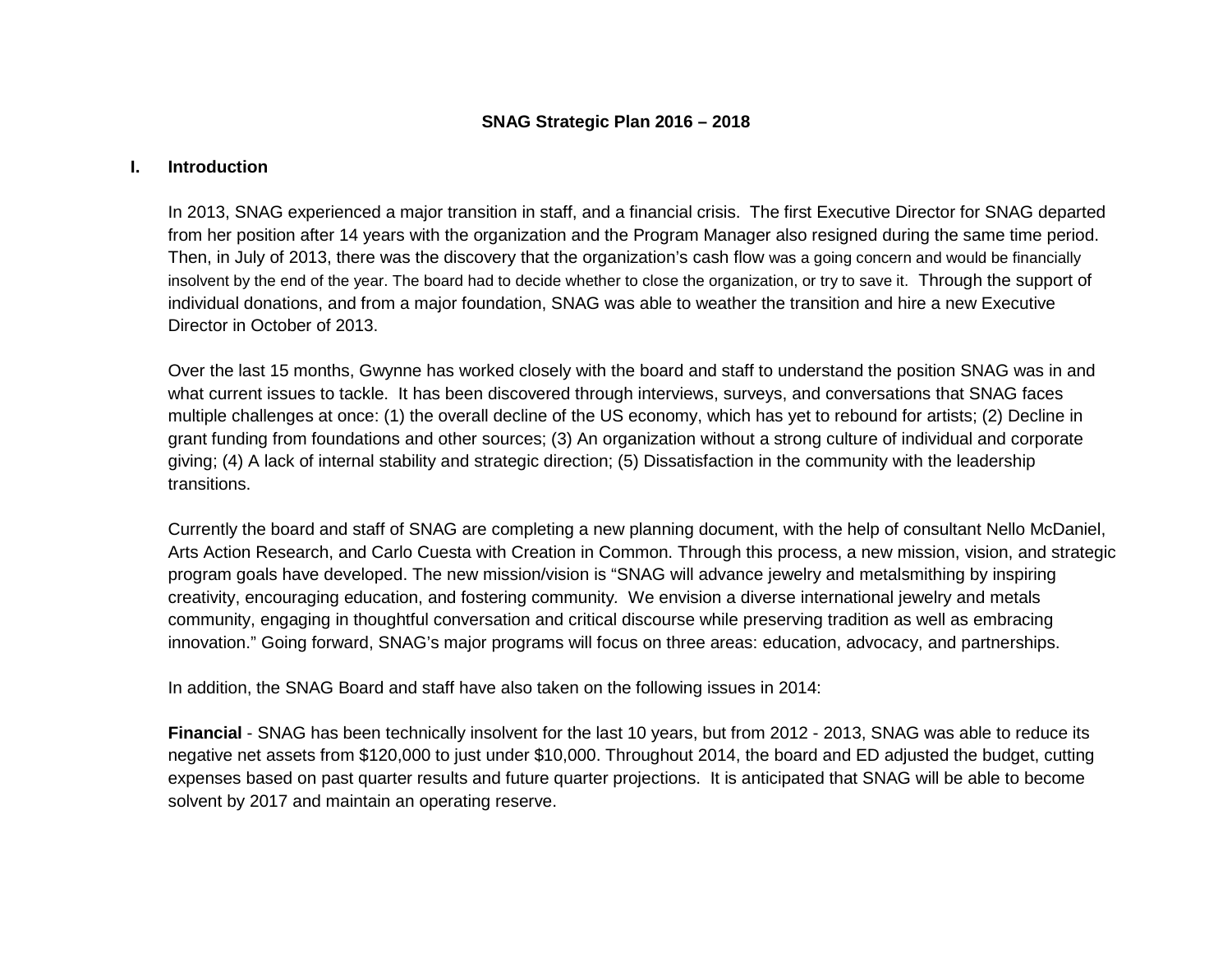# SNAG Strategic Plan 2016 – 2018

## I. Introduction

In 2013, SNAG experienced a major transition in staff, and a financial crisis. The first Executive Director for SNAG departed from her position after 14 years with the organization and the Program Manager also resigned during the same time period. Then, in July of 2013, there was the discovery that the organization's cash flow was a going concern and would be financially insolvent by the end of the year. The board had to decide whether to close the organization, or try to save it. Through the support of individual donations, and from a major foundation, SNAG was able to weather the transition and hire a new Executive Director in October of 2013.

Over the last 15 months, Gwynne has worked closely with the board and staff to understand the position SNAG was in and what current issues to tackle. It has been discovered through interviews, surveys, and conversations that SNAG faces multiple challenges at once: (1) the overall decline of the US economy, which has yet to rebound for artists; (2) Decline in grant funding from foundations and other sources; (3) An organization without a strong culture of individual and corporate giving; (4) A lack of internal stability and strategic direction; (5) Dissatisfaction in the community with the leadership transitions.

Currently the board and staff of SNAG are completing a new planning document, with the help of consultant Nello McDaniel, Arts Action Research, and Carlo Cuesta with Creation in Common. Through this process, a new mission, vision, and strategic program goals have developed. The new mission/vision is "SNAG will advance jewelry and metalsmithing by inspiring creativity, encouraging education, and fostering community. We envision a diverse international jewelry and metals community, engaging in thoughtful conversation and critical discourse while preserving tradition as well as embracing innovation." Going forward, SNAG's major programs will focus on three areas: education, advocacy, and partnerships.

In addition, the SNAG Board and staff have also taken on the following issues in 2014:

**Financial** - SNAG has been technically insolvent for the last 10 years, but from 2012 - 2013, SNAG was able to reduce its negative net assets from $120,000 to just under $10,000. Throughout 2014, the board and ED adjusted the budget, cutting expenses based on past quarter results and future quarter projections. It is anticipated that SNAG will be able to become solvent by 2017 and maintain an operating reserve.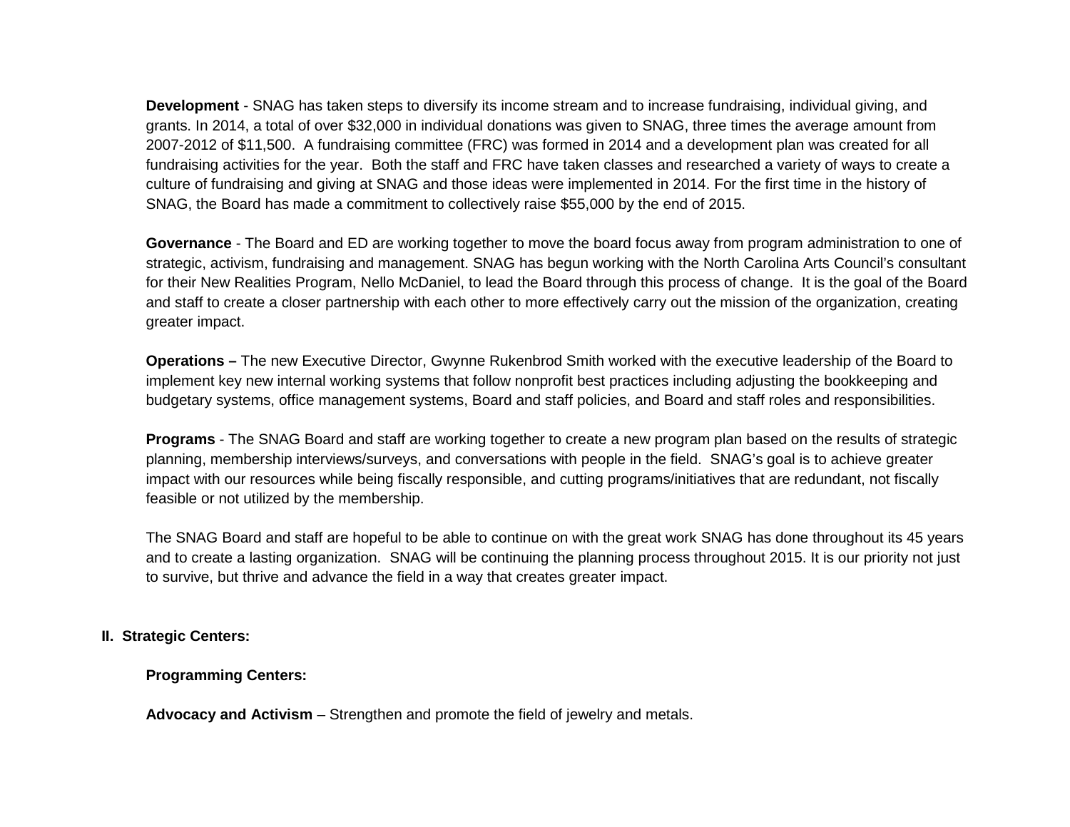**Development** - SNAG has taken steps to diversify its income stream and to increase fundraising, individual giving, and grants. In 2014, a total of over $32,000 in individual donations was given to SNAG, three times the average amount from 2007-2012 of $11,500. A fundraising committee (FRC) was formed in 2014 and a development plan was created for all fundraising activities for the year. Both the staff and FRC have taken classes and researched a variety of ways to create a culture of fundraising and giving at SNAG and those ideas were implemented in 2014. For the first time in the history of SNAG, the Board has made a commitment to collectively raise $55,000 by the end of 2015.

**Governance** - The Board and ED are working together to move the board focus away from program administration to one of strategic, activism, fundraising and management. SNAG has begun working with the North Carolina Arts Council's consultant for their New Realities Program, Nello McDaniel, to lead the Board through this process of change. It is the goal of the Board and staff to create a closer partnership with each other to more effectively carry out the mission of the organization, creating greater impact.

**Operations –** The new Executive Director, Gwynne Rukenbrod Smith worked with the executive leadership of the Board to implement key new internal working systems that follow nonprofit best practices including adjusting the bookkeeping and budgetary systems, office management systems, Board and staff policies, and Board and staff roles and responsibilities.

**Programs** - The SNAG Board and staff are working together to create a new program plan based on the results of strategic planning, membership interviews/surveys, and conversations with people in the field. SNAG's goal is to achieve greater impact with our resources while being fiscally responsible, and cutting programs/initiatives that are redundant, not fiscally feasible or not utilized by the membership.

The SNAG Board and staff are hopeful to be able to continue on with the great work SNAG has done throughout its 45 years and to create a lasting organization. SNAG will be continuing the planning process throughout 2015. It is our priority not just to survive, but thrive and advance the field in a way that creates greater impact.

## II. Strategic Centers:

**Programming Centers:**

**Advocacy and Activism** – Strengthen and promote the field of jewelry and metals.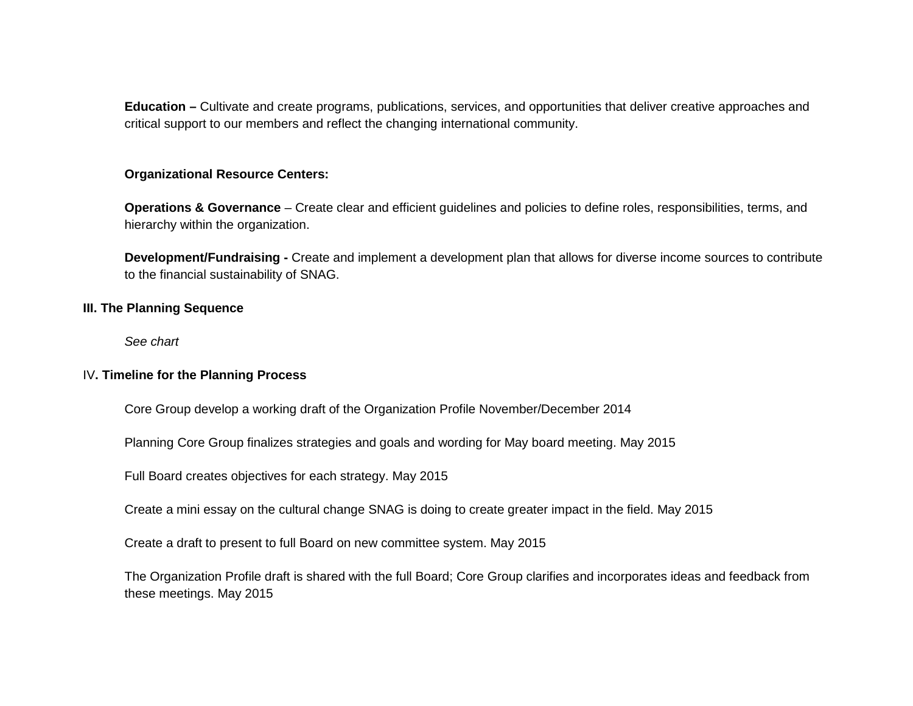**Education –** Cultivate and create programs, publications, services, and opportunities that deliver creative approaches and critical support to our members and reflect the changing international community.

**Organizational Resource Centers:**

**Operations & Governance** – Create clear and efficient guidelines and policies to define roles, responsibilities, terms, and hierarchy within the organization.

**Development/Fundraising -** Create and implement a development plan that allows for diverse income sources to contribute to the financial sustainability of SNAG.

## III. The Planning Sequence

*See chart*

## IV. Timeline for the Planning Process

Core Group develop a working draft of the Organization Profile November/December 2014

Planning Core Group finalizes strategies and goals and wording for May board meeting. May 2015

Full Board creates objectives for each strategy. May 2015

Create a mini essay on the cultural change SNAG is doing to create greater impact in the field. May 2015

Create a draft to present to full Board on new committee system. May 2015

The Organization Profile draft is shared with the full Board; Core Group clarifies and incorporates ideas and feedback from these meetings. May 2015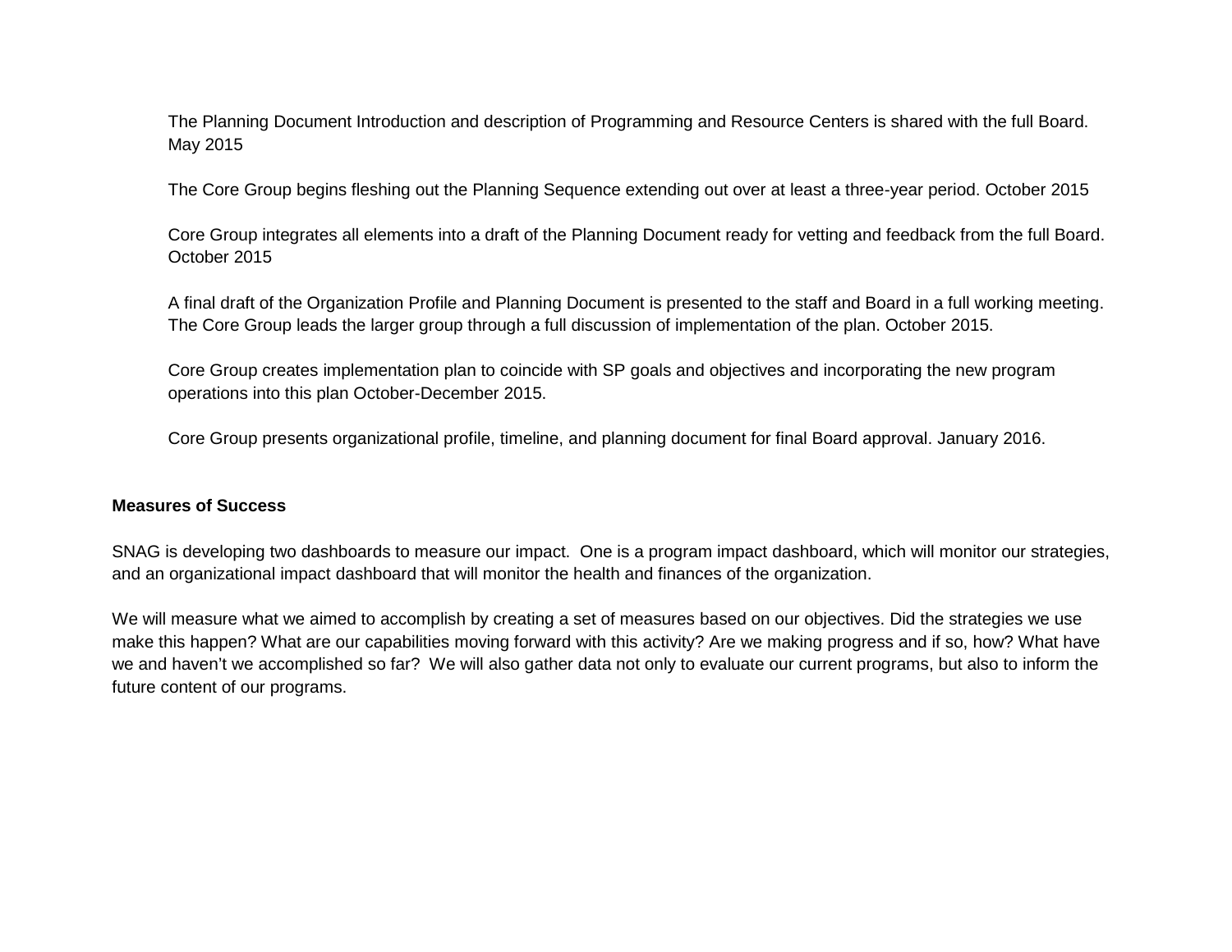The Planning Document Introduction and description of Programming and Resource Centers is shared with the full Board. May 2015

The Core Group begins fleshing out the Planning Sequence extending out over at least a three-year period. October 2015

Core Group integrates all elements into a draft of the Planning Document ready for vetting and feedback from the full Board. October 2015

A final draft of the Organization Profile and Planning Document is presented to the staff and Board in a full working meeting. The Core Group leads the larger group through a full discussion of implementation of the plan. October 2015.

Core Group creates implementation plan to coincide with SP goals and objectives and incorporating the new program operations into this plan October-December 2015.

Core Group presents organizational profile, timeline, and planning document for final Board approval. January 2016.

**Measures of Success**

SNAG is developing two dashboards to measure our impact. One is a program impact dashboard, which will monitor our strategies, and an organizational impact dashboard that will monitor the health and finances of the organization.

We will measure what we aimed to accomplish by creating a set of measures based on our objectives. Did the strategies we use make this happen? What are our capabilities moving forward with this activity? Are we making progress and if so, how? What have we and haven't we accomplished so far? We will also gather data not only to evaluate our current programs, but also to inform the future content of our programs.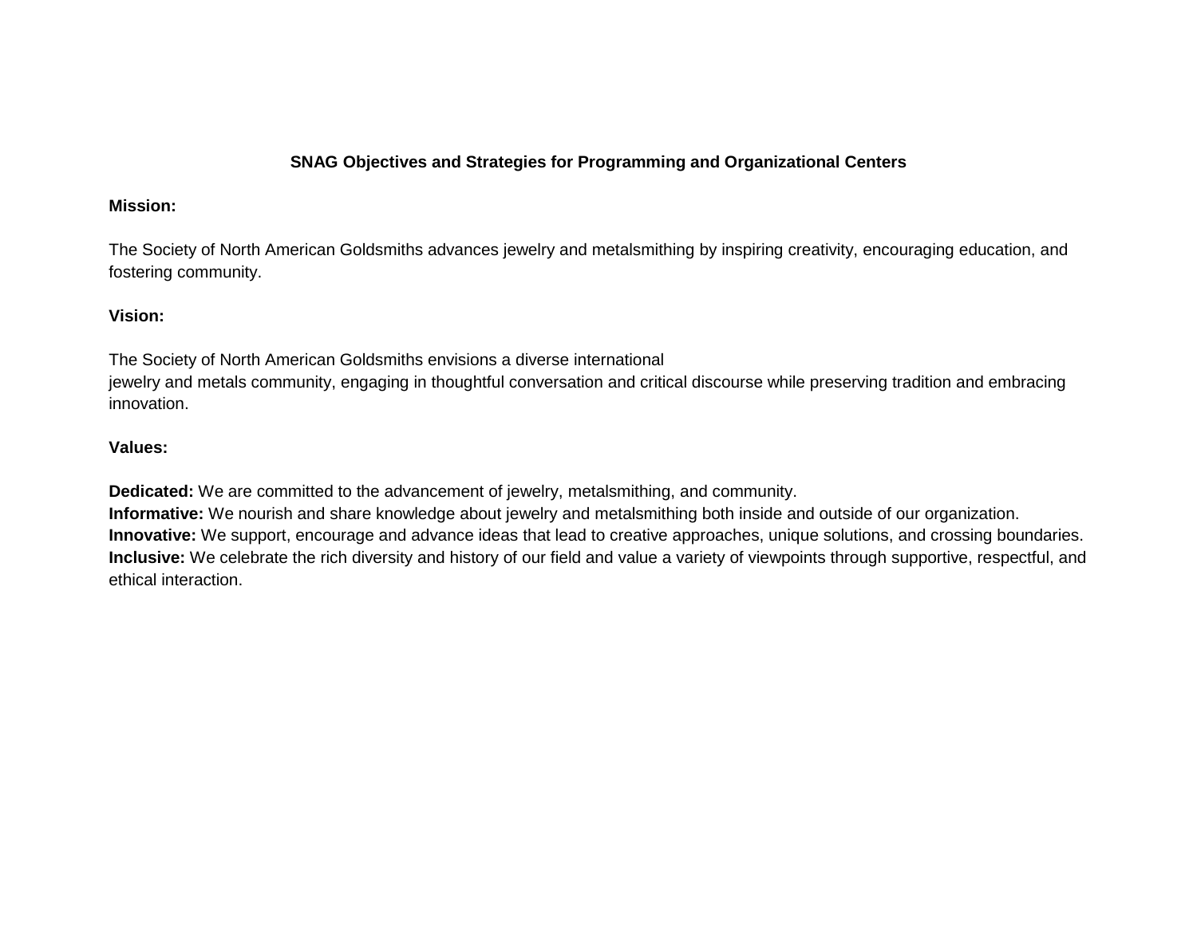## SNAG Objectives and Strategies for Programming and Organizational Centers

**Mission:**

The Society of North American Goldsmiths advances jewelry and metalsmithing by inspiring creativity, encouraging education, and fostering community.

**Vision:**

The Society of North American Goldsmiths envisions a diverse international jewelry and metals community, engaging in thoughtful conversation and critical discourse while preserving tradition and embracing innovation.

**Values:**

**Dedicated:** We are committed to the advancement of jewelry, metalsmithing, and community.
**Informative:** We nourish and share knowledge about jewelry and metalsmithing both inside and outside of our organization.
**Innovative:** We support, encourage and advance ideas that lead to creative approaches, unique solutions, and crossing boundaries.
**Inclusive:** We celebrate the rich diversity and history of our field and value a variety of viewpoints through supportive, respectful, and ethical interaction.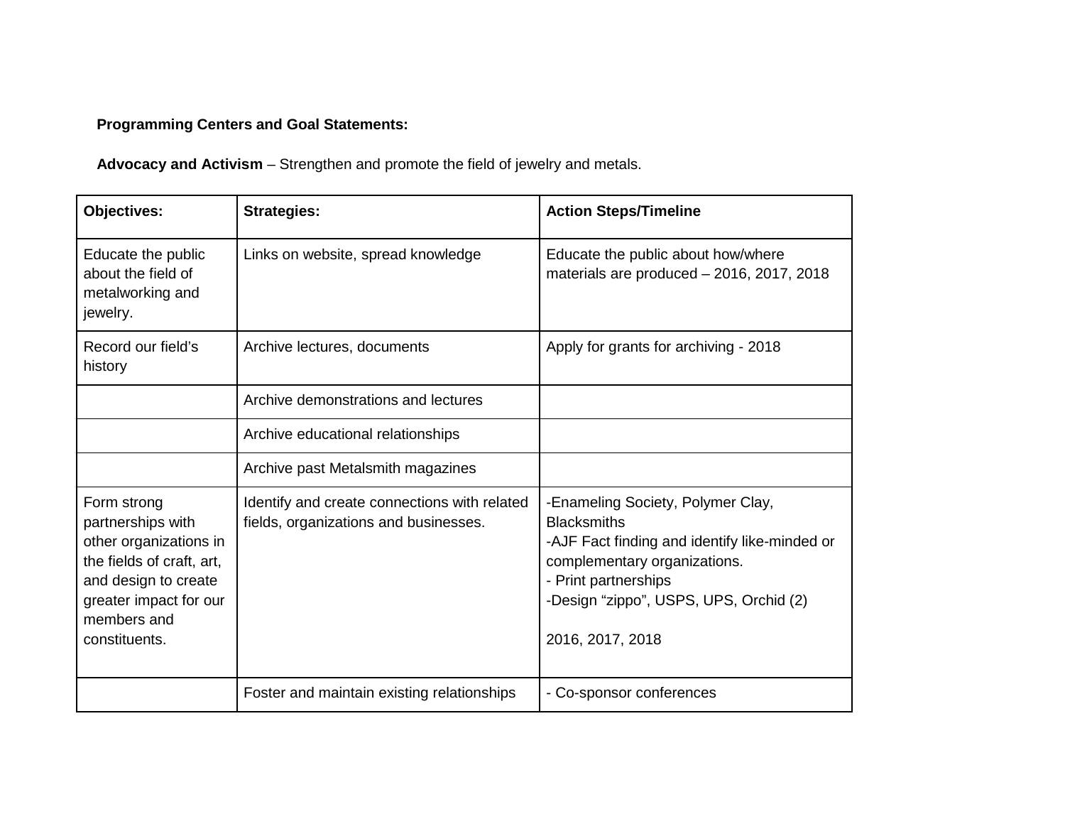**Programming Centers and Goal Statements:**

**Advocacy and Activism** – Strengthen and promote the field of jewelry and metals.

| Objectives: | Strategies: | Action Steps/Timeline |
|---|---|---|
| Educate the public about the field of metalworking and jewelry. | Links on website, spread knowledge | Educate the public about how/where materials are produced – 2016, 2017, 2018 |
| Record our field's history | Archive lectures, documents | Apply for grants for archiving - 2018 |
| | Archive demonstrations and lectures | |
| | Archive educational relationships | |
| | Archive past Metalsmith magazines | |
| Form strong partnerships with other organizations in the fields of craft, art, and design to create greater impact for our members and constituents. | Identify and create connections with related fields, organizations and businesses. | -Enameling Society, Polymer Clay, Blacksmiths<br>-AJF Fact finding and identify like-minded or complementary organizations.<br>- Print partnerships<br>-Design "zippo", USPS, UPS, Orchid (2)<br><br>2016, 2017, 2018 |
| | Foster and maintain existing relationships | - Co-sponsor conferences |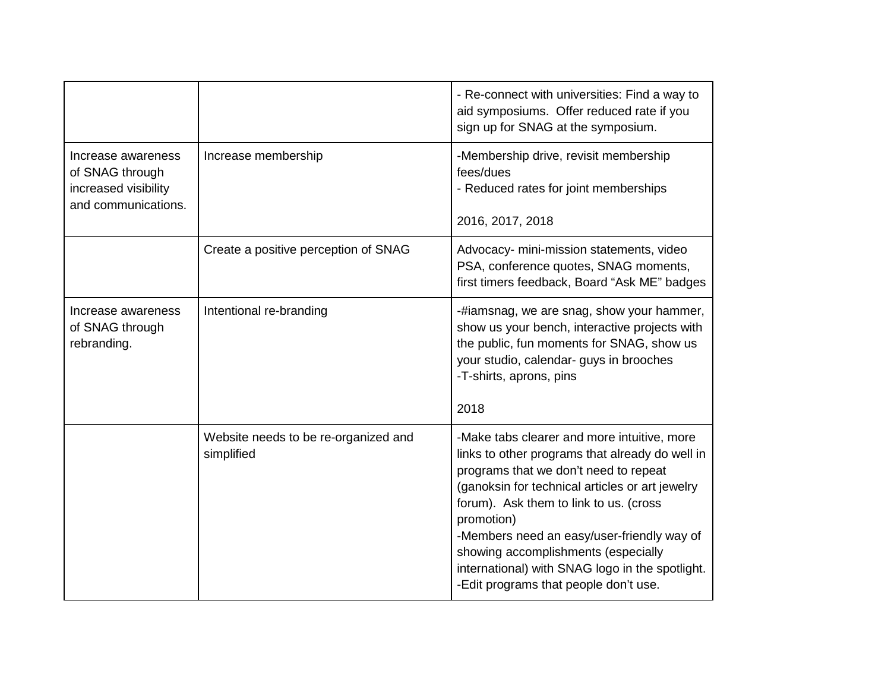| | | |
|---|---|---|
| | | - Re-connect with universities: Find a way to aid symposiums. Offer reduced rate if you sign up for SNAG at the symposium. |
| Increase awareness of SNAG through increased visibility and communications. | Increase membership | -Membership drive, revisit membership fees/dues<br>- Reduced rates for joint memberships<br><br>2016, 2017, 2018 |
| | Create a positive perception of SNAG | Advocacy- mini-mission statements, video PSA, conference quotes, SNAG moments, first timers feedback, Board "Ask ME" badges |
| Increase awareness of SNAG through rebranding. | Intentional re-branding | -#iamsnag, we are snag, show your hammer, show us your bench, interactive projects with the public, fun moments for SNAG, show us your studio, calendar- guys in brooches<br>-T-shirts, aprons, pins<br><br>2018 |
| | Website needs to be re-organized and simplified | -Make tabs clearer and more intuitive, more links to other programs that already do well in programs that we don't need to repeat (ganoksin for technical articles or art jewelry forum). Ask them to link to us. (cross promotion)<br>-Members need an easy/user-friendly way of showing accomplishments (especially international) with SNAG logo in the spotlight.<br>-Edit programs that people don't use. |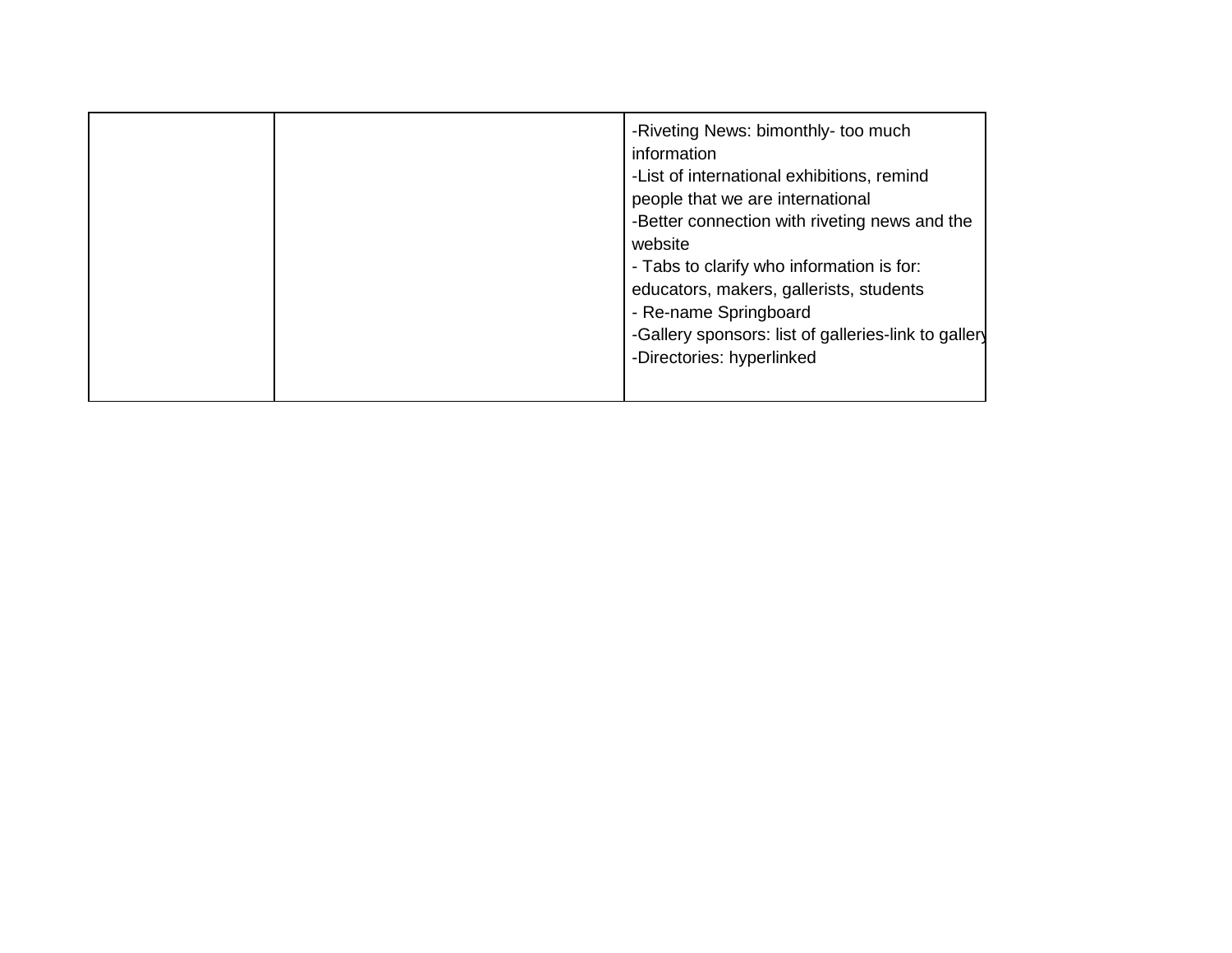| | | |
|---|---|---|
| | | -Riveting News: bimonthly- too much information<br>-List of international exhibitions, remind people that we are international<br>-Better connection with riveting news and the website<br>- Tabs to clarify who information is for: educators, makers, gallerists, students<br>- Re-name Springboard<br>-Gallery sponsors: list of galleries-link to gallery<br>-Directories: hyperlinked |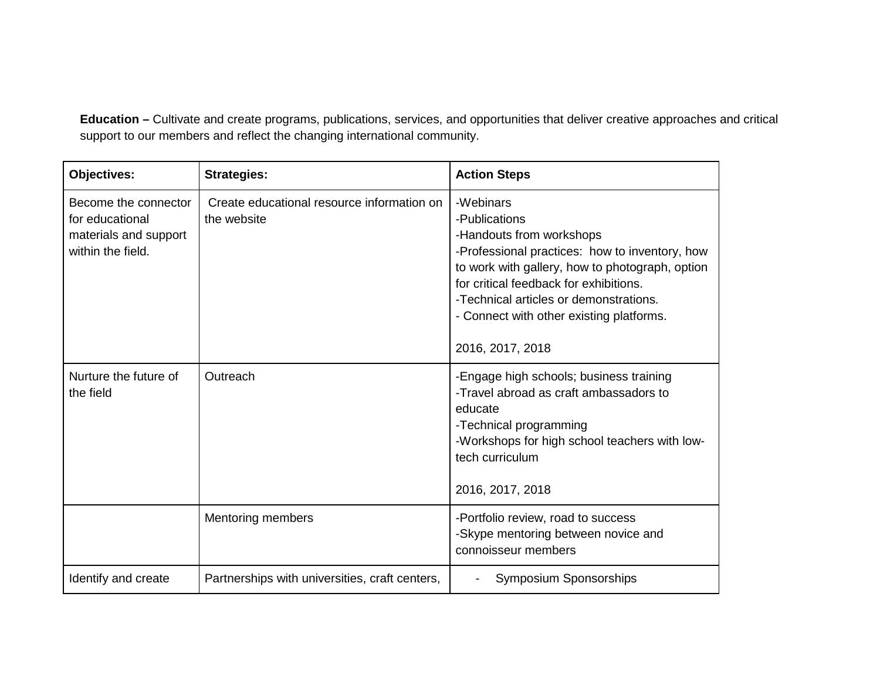**Education –** Cultivate and create programs, publications, services, and opportunities that deliver creative approaches and critical support to our members and reflect the changing international community.

| Objectives: | Strategies: | Action Steps |
|---|---|---|
| Become the connector for educational materials and support within the field. | Create educational resource information on the website | -Webinars<br>-Publications<br>-Handouts from workshops<br>-Professional practices: how to inventory, how to work with gallery, how to photograph, option for critical feedback for exhibitions.<br>-Technical articles or demonstrations.<br>- Connect with other existing platforms.<br><br>2016, 2017, 2018 |
| Nurture the future of the field | Outreach | -Engage high schools; business training<br>-Travel abroad as craft ambassadors to educate<br>-Technical programming<br>-Workshops for high school teachers with low-tech curriculum<br><br>2016, 2017, 2018 |
| | Mentoring members | -Portfolio review, road to success<br>-Skype mentoring between novice and connoisseur members |
| Identify and create | Partnerships with universities, craft centers, | - Symposium Sponsorships |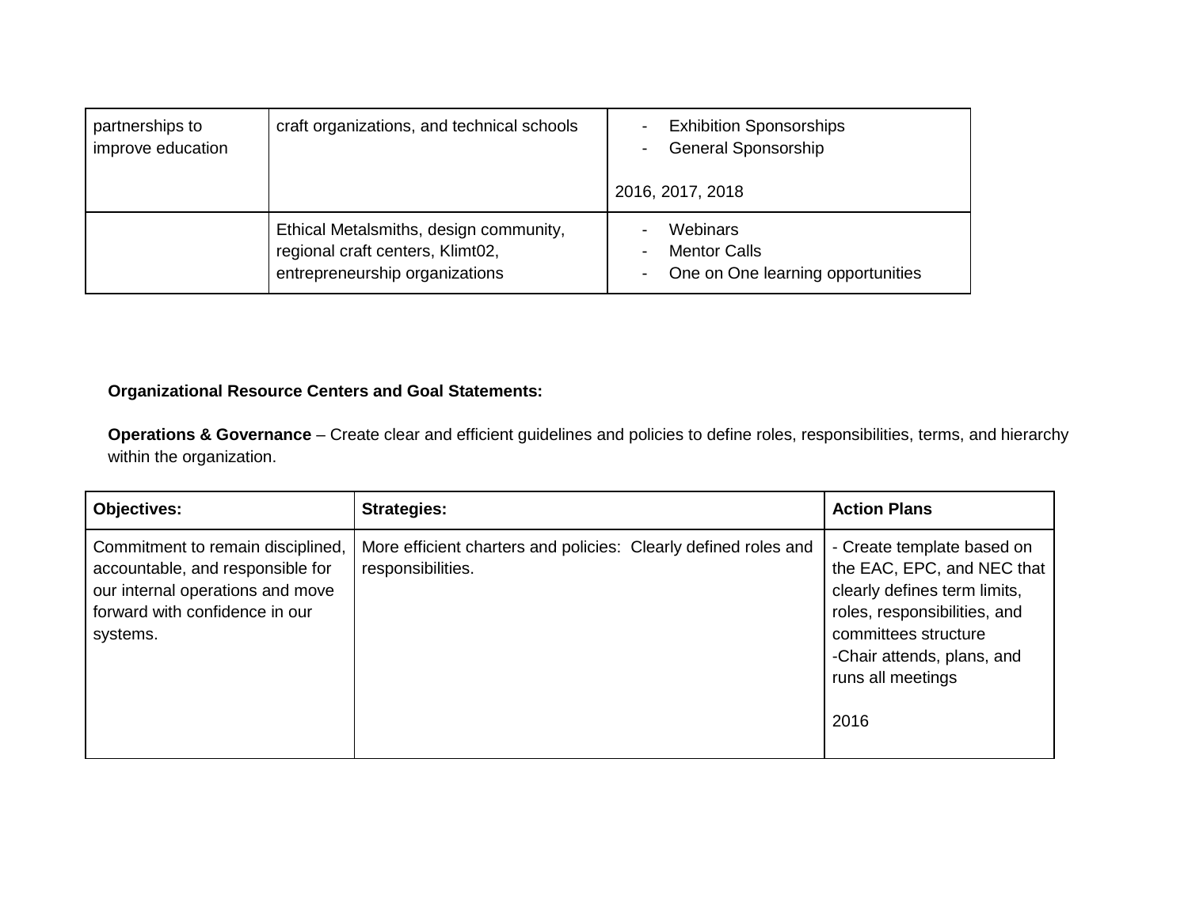| | | |
|---|---|---|
| partnerships to improve education | craft organizations, and technical schools | - Exhibition Sponsorships<br>- General Sponsorship<br><br>2016, 2017, 2018 |
| | Ethical Metalsmiths, design community, regional craft centers, Klimt02, entrepreneurship organizations | - Webinars<br>- Mentor Calls<br>- One on One learning opportunities |

**Organizational Resource Centers and Goal Statements:**

**Operations & Governance** – Create clear and efficient guidelines and policies to define roles, responsibilities, terms, and hierarchy within the organization.

| **Objectives:** | **Strategies:** | **Action Plans** |
|---|---|---|
| Commitment to remain disciplined, accountable, and responsible for our internal operations and move forward with confidence in our systems. | More efficient charters and policies: Clearly defined roles and responsibilities. | - Create template based on the EAC, EPC, and NEC that clearly defines term limits, roles, responsibilities, and committees structure<br>-Chair attends, plans, and runs all meetings<br><br>2016 |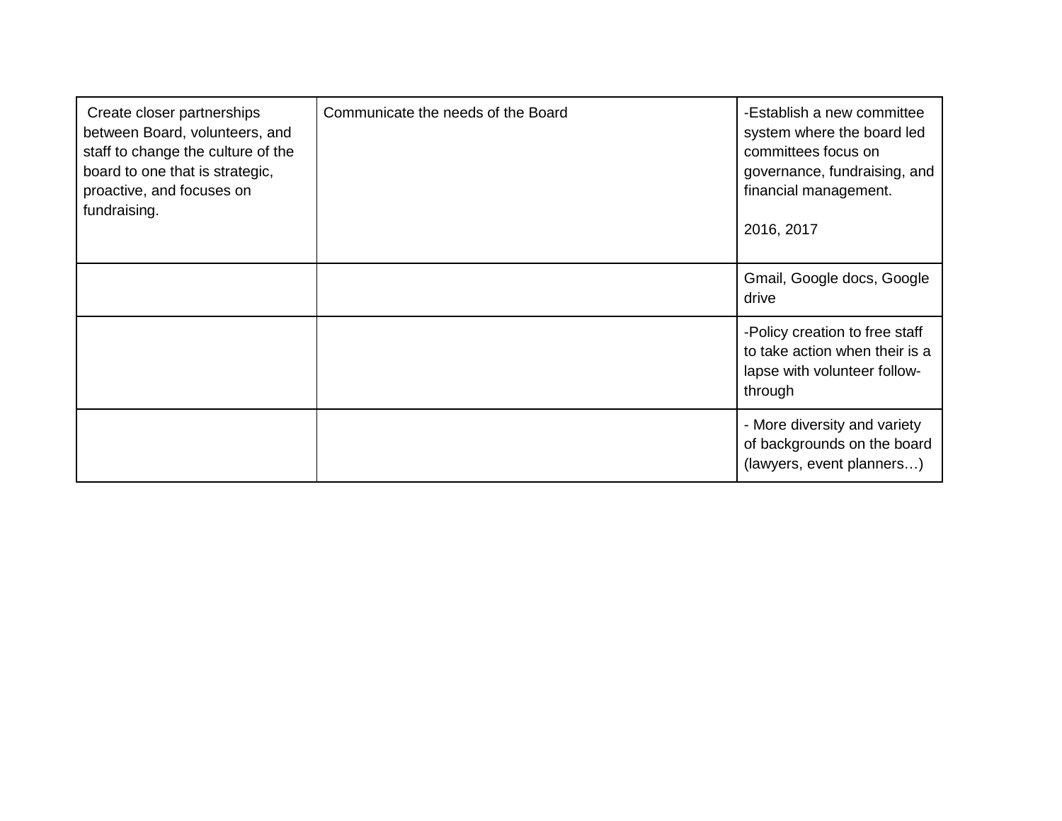| Create closer partnerships between Board, volunteers, and staff to change the culture of the board to one that is strategic, proactive, and focuses on fundraising. | Communicate the needs of the Board | -Establish a new committee system where the board led committees focus on governance, fundraising, and financial management.<br><br>2016, 2017 |
|---|---|---|
| | | Gmail, Google docs, Google drive |
| | | -Policy creation to free staff to take action when their is a lapse with volunteer follow-through |
| | | - More diversity and variety of backgrounds on the board (lawyers, event planners…) |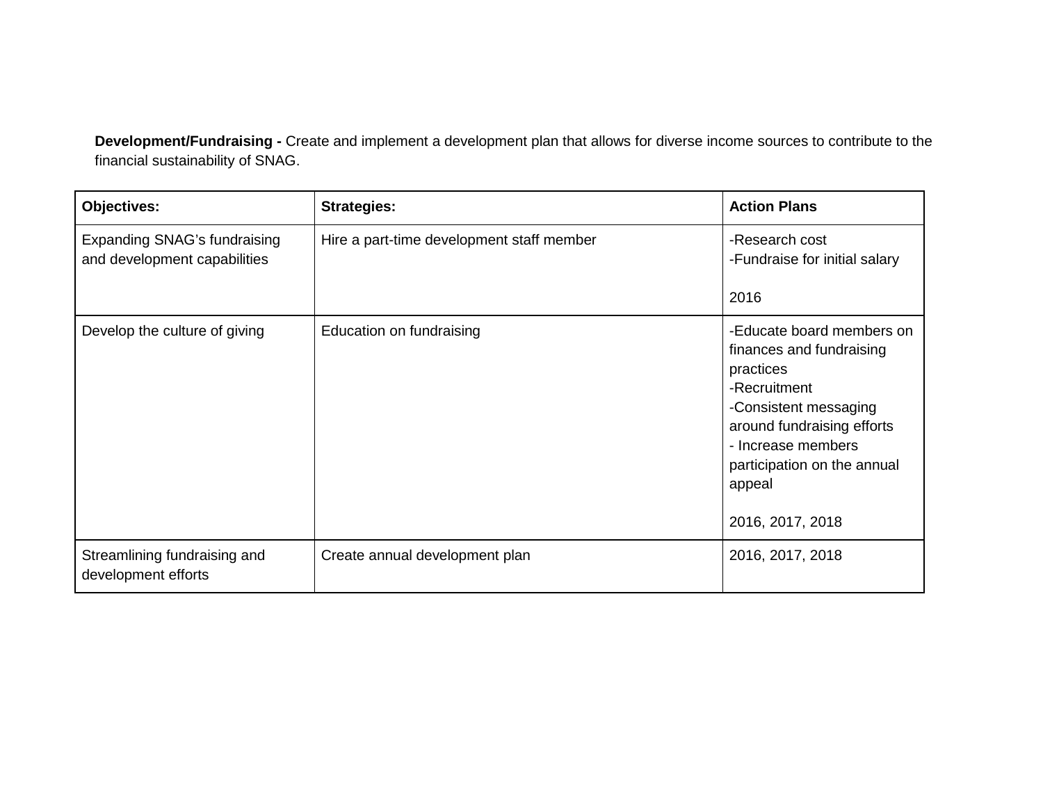**Development/Fundraising -** Create and implement a development plan that allows for diverse income sources to contribute to the financial sustainability of SNAG.

| **Objectives:** | **Strategies:** | **Action Plans** |
|---|---|---|
| Expanding SNAG's fundraising and development capabilities | Hire a part-time development staff member | -Research cost<br>-Fundraise for initial salary<br><br>2016 |
| Develop the culture of giving | Education on fundraising | -Educate board members on finances and fundraising practices<br>-Recruitment<br>-Consistent messaging around fundraising efforts<br>- Increase members participation on the annual appeal<br><br>2016, 2017, 2018 |
| Streamlining fundraising and development efforts | Create annual development plan | 2016, 2017, 2018 |